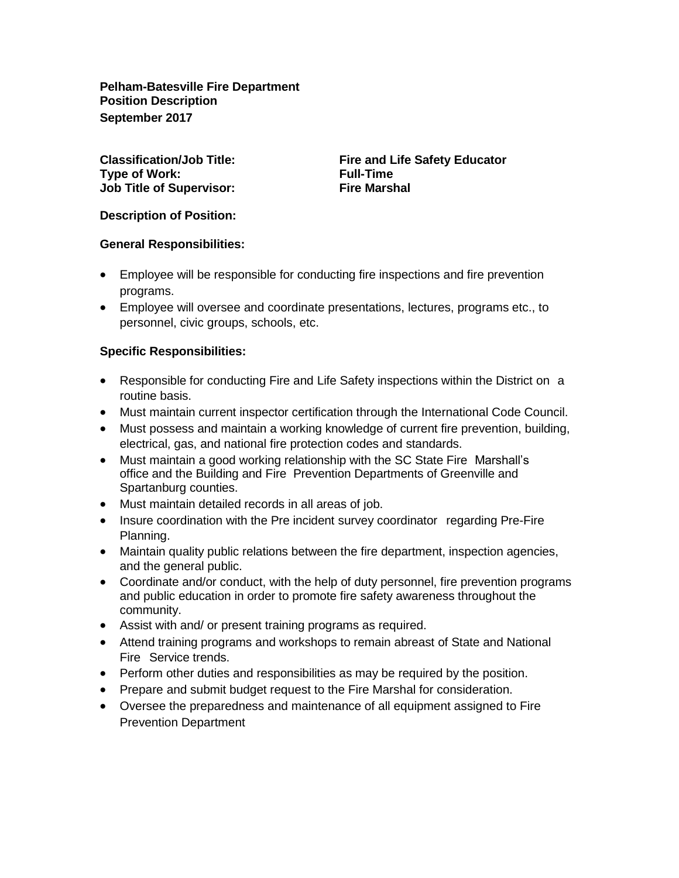**Pelham-Batesville Fire Department**
**Position Description**
**September 2017**

**Classification/Job Title:** **Fire and Life Safety Educator**
**Type of Work:** **Full-Time**
**Job Title of Supervisor:** **Fire Marshal**

**Description of Position:**

**General Responsibilities:**

- Employee will be responsible for conducting fire inspections and fire prevention programs.
- Employee will oversee and coordinate presentations, lectures, programs etc., to personnel, civic groups, schools, etc.

**Specific Responsibilities:**

- Responsible for conducting Fire and Life Safety inspections within the District on a routine basis.
- Must maintain current inspector certification through the International Code Council.
- Must possess and maintain a working knowledge of current fire prevention, building, electrical, gas, and national fire protection codes and standards.
- Must maintain a good working relationship with the SC State Fire Marshal's office and the Building and Fire Prevention Departments of Greenville and Spartanburg counties.
- Must maintain detailed records in all areas of job.
- Insure coordination with the Pre incident survey coordinator regarding Pre-Fire Planning.
- Maintain quality public relations between the fire department, inspection agencies, and the general public.
- Coordinate and/or conduct, with the help of duty personnel, fire prevention programs and public education in order to promote fire safety awareness throughout the community.
- Assist with and/ or present training programs as required.
- Attend training programs and workshops to remain abreast of State and National Fire Service trends.
- Perform other duties and responsibilities as may be required by the position.
- Prepare and submit budget request to the Fire Marshal for consideration.
- Oversee the preparedness and maintenance of all equipment assigned to Fire Prevention Department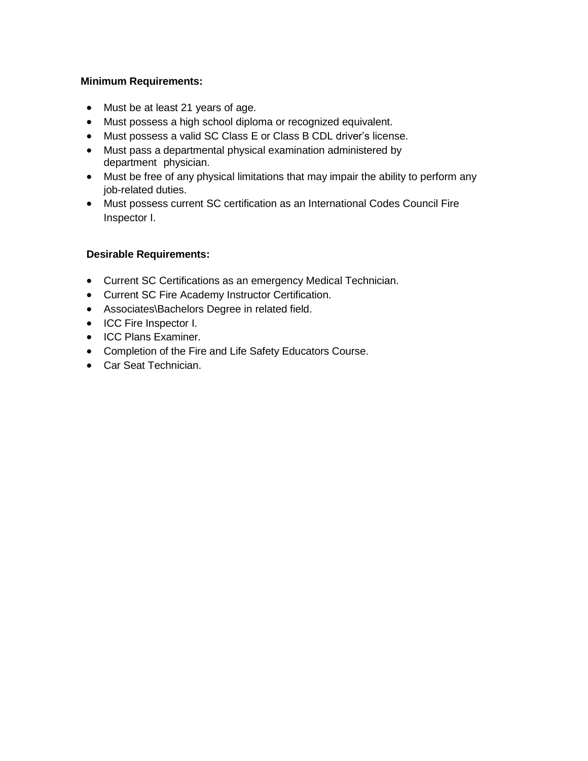**Minimum Requirements:**

- Must be at least 21 years of age.
- Must possess a high school diploma or recognized equivalent.
- Must possess a valid SC Class E or Class B CDL driver's license.
- Must pass a departmental physical examination administered by department physician.
- Must be free of any physical limitations that may impair the ability to perform any job-related duties.
- Must possess current SC certification as an International Codes Council Fire Inspector I.

**Desirable Requirements:**

- Current SC Certifications as an emergency Medical Technician.
- Current SC Fire Academy Instructor Certification.
- Associates\Bachelors Degree in related field.
- ICC Fire Inspector I.
- ICC Plans Examiner.
- Completion of the Fire and Life Safety Educators Course.
- Car Seat Technician.